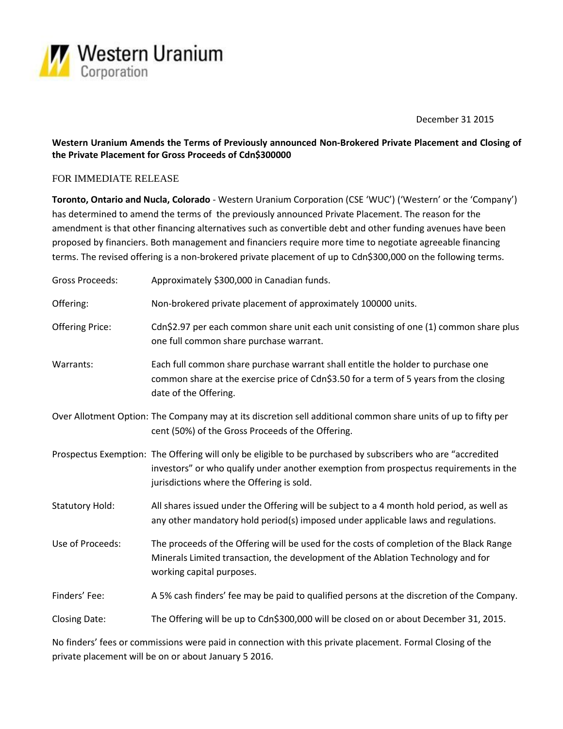Western Uranium Corporation

December 31 2015

**Western Uranium Amends the Terms of Previously announced Non-Brokered Private Placement and Closing of the Private Placement for Gross Proceeds of Cdn$300000**

FOR IMMEDIATE RELEASE

**Toronto, Ontario and Nucla, Colorado** - Western Uranium Corporation (CSE 'WUC') ('Western' or the 'Company') has determined to amend the terms of the previously announced Private Placement. The reason for the amendment is that other financing alternatives such as convertible debt and other funding avenues have been proposed by financiers. Both management and financiers require more time to negotiate agreeable financing terms. The revised offering is a non-brokered private placement of up to Cdn$300,000 on the following terms.

| | |
|---|---|
| Gross Proceeds: | Approximately $300,000 in Canadian funds. |
| Offering: | Non-brokered private placement of approximately 100000 units. |
| Offering Price: | Cdn$2.97 per each common share unit each unit consisting of one (1) common share plus one full common share purchase warrant. |
| Warrants: | Each full common share purchase warrant shall entitle the holder to purchase one common share at the exercise price of Cdn$3.50 for a term of 5 years from the closing date of the Offering. |
| Over Allotment Option: | The Company may at its discretion sell additional common share units of up to fifty per cent (50%) of the Gross Proceeds of the Offering. |
| Prospectus Exemption: | The Offering will only be eligible to be purchased by subscribers who are "accredited investors" or who qualify under another exemption from prospectus requirements in the jurisdictions where the Offering is sold. |
| Statutory Hold: | All shares issued under the Offering will be subject to a 4 month hold period, as well as any other mandatory hold period(s) imposed under applicable laws and regulations. |
| Use of Proceeds: | The proceeds of the Offering will be used for the costs of completion of the Black Range Minerals Limited transaction, the development of the Ablation Technology and for working capital purposes. |
| Finders' Fee: | A 5% cash finders' fee may be paid to qualified persons at the discretion of the Company. |
| Closing Date: | The Offering will be up to Cdn$300,000 will be closed on or about December 31, 2015. |

No finders' fees or commissions were paid in connection with this private placement. Formal Closing of the private placement will be on or about January 5 2016.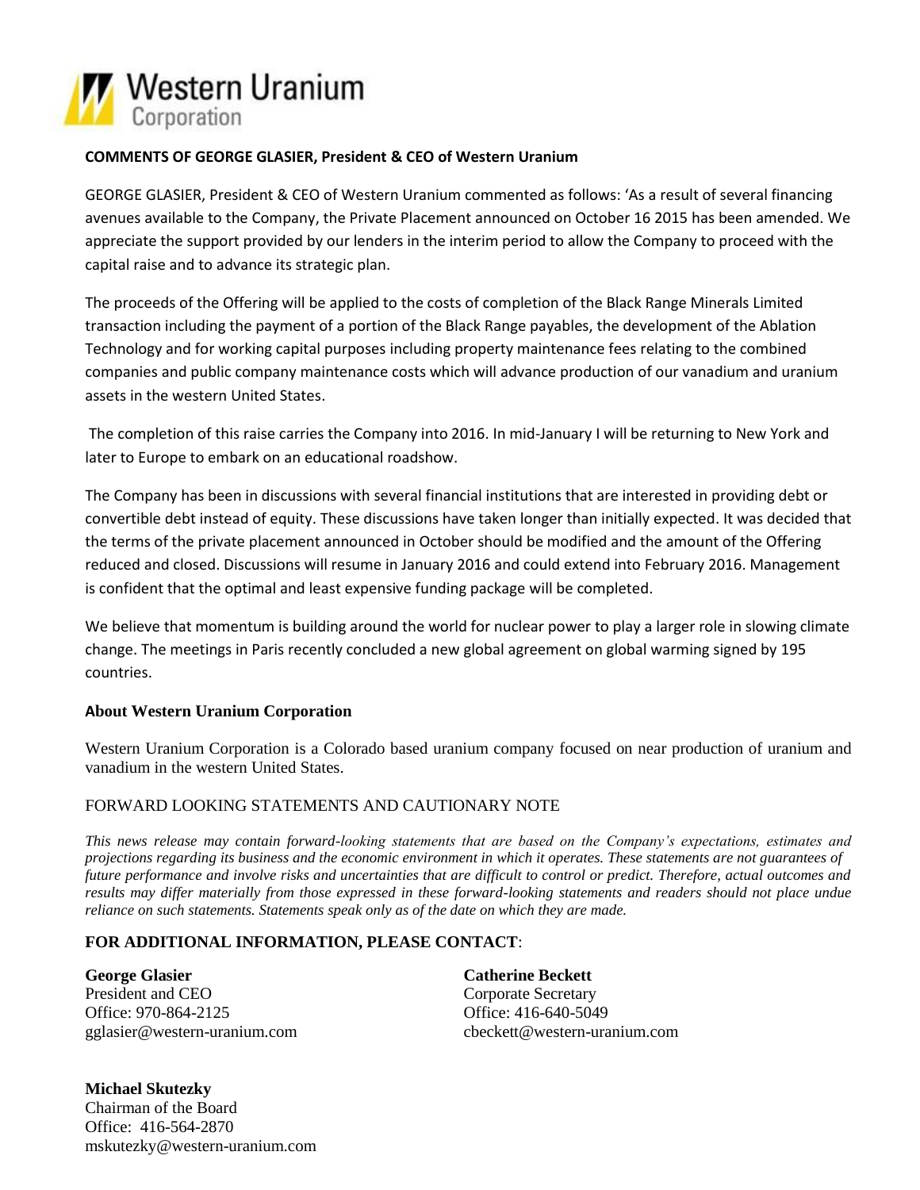**COMMENTS OF GEORGE GLASIER, President & CEO of Western Uranium**

GEORGE GLASIER, President & CEO of Western Uranium commented as follows: 'As a result of several financing avenues available to the Company, the Private Placement announced on October 16 2015 has been amended. We appreciate the support provided by our lenders in the interim period to allow the Company to proceed with the capital raise and to advance its strategic plan.

The proceeds of the Offering will be applied to the costs of completion of the Black Range Minerals Limited transaction including the payment of a portion of the Black Range payables, the development of the Ablation Technology and for working capital purposes including property maintenance fees relating to the combined companies and public company maintenance costs which will advance production of our vanadium and uranium assets in the western United States.

The completion of this raise carries the Company into 2016. In mid-January I will be returning to New York and later to Europe to embark on an educational roadshow.

The Company has been in discussions with several financial institutions that are interested in providing debt or convertible debt instead of equity. These discussions have taken longer than initially expected. It was decided that the terms of the private placement announced in October should be modified and the amount of the Offering reduced and closed. Discussions will resume in January 2016 and could extend into February 2016. Management is confident that the optimal and least expensive funding package will be completed.

We believe that momentum is building around the world for nuclear power to play a larger role in slowing climate change. The meetings in Paris recently concluded a new global agreement on global warming signed by 195 countries.

**About Western Uranium Corporation**

Western Uranium Corporation is a Colorado based uranium company focused on near production of uranium and vanadium in the western United States.

FORWARD LOOKING STATEMENTS AND CAUTIONARY NOTE

*This news release may contain forward-looking statements that are based on the Company's expectations, estimates and projections regarding its business and the economic environment in which it operates. These statements are not guarantees of future performance and involve risks and uncertainties that are difficult to control or predict. Therefore, actual outcomes and results may differ materially from those expressed in these forward-looking statements and readers should not place undue reliance on such statements. Statements speak only as of the date on which they are made.*

**FOR ADDITIONAL INFORMATION, PLEASE CONTACT**:

**George Glasier**
President and CEO
Office: 970-864-2125
gglasier@western-uranium.com

**Catherine Beckett**
Corporate Secretary
Office: 416-640-5049
cbeckett@western-uranium.com

**Michael Skutezky**
Chairman of the Board
Office: 416-564-2870
mskutezky@western-uranium.com